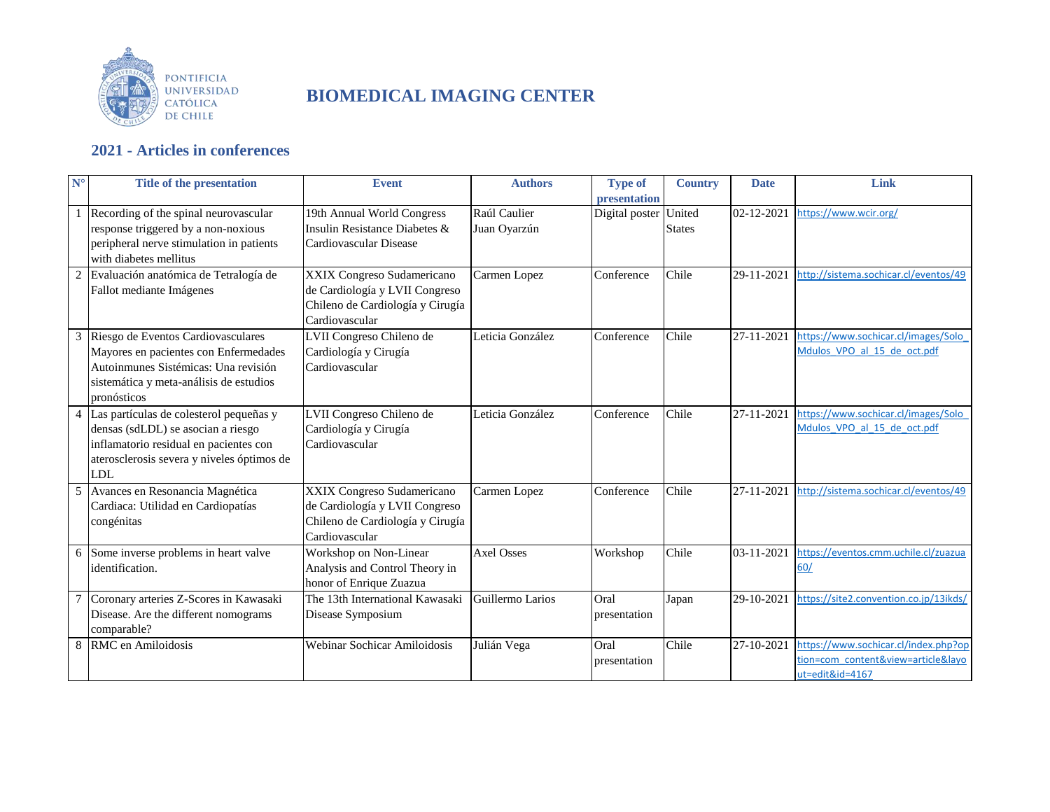PONTIFICIA UNIVERSIDAD CATÓLICA DE CHILE

# BIOMEDICAL IMAGING CENTER

## 2021 - Articles in conferences

| N° | Title of the presentation | Event | Authors | Type of presentation | Country | Date | Link |
|---|---|---|---|---|---|---|---|
| 1 | Recording of the spinal neurovascular response triggered by a non-noxious peripheral nerve stimulation in patients with diabetes mellitus | 19th Annual World Congress Insulin Resistance Diabetes & Cardiovascular Disease | Raúl Caulier Juan Oyarzún | Digital poster | United States | 02-12-2021 | https://www.wcir.org/ |
| 2 | Evaluación anatómica de Tetralogía de Fallot mediante Imágenes | XXIX Congreso Sudamericano de Cardiología y LVII Congreso Chileno de Cardiología y Cirugía Cardiovascular | Carmen Lopez | Conference | Chile | 29-11-2021 | http://sistema.sochicar.cl/eventos/49 |
| 3 | Riesgo de Eventos Cardiovasculares Mayores en pacientes con Enfermedades Autoinmunes Sistémicas: Una revisión sistemática y meta-análisis de estudios pronósticos | LVII Congreso Chileno de Cardiología y Cirugía Cardiovascular | Leticia González | Conference | Chile | 27-11-2021 | https://www.sochicar.cl/images/Solo_Mdulos_VPO_al_15_de_oct.pdf |
| 4 | Las partículas de colesterol pequeñas y densas (sdLDL) se asocian a riesgo inflamatorio residual en pacientes con aterosclerosis severa y niveles óptimos de LDL | LVII Congreso Chileno de Cardiología y Cirugía Cardiovascular | Leticia González | Conference | Chile | 27-11-2021 | https://www.sochicar.cl/images/Solo_Mdulos_VPO_al_15_de_oct.pdf |
| 5 | Avances en Resonancia Magnética Cardiaca: Utilidad en Cardiopatías congénitas | XXIX Congreso Sudamericano de Cardiología y LVII Congreso Chileno de Cardiología y Cirugía Cardiovascular | Carmen Lopez | Conference | Chile | 27-11-2021 | http://sistema.sochicar.cl/eventos/49 |
| 6 | Some inverse problems in heart valve identification. | Workshop on Non-Linear Analysis and Control Theory in honor of Enrique Zuazua | Axel Osses | Workshop | Chile | 03-11-2021 | https://eventos.cmm.uchile.cl/zuazua60/ |
| 7 | Coronary arteries Z-Scores in Kawasaki Disease. Are the different nomograms comparable? | The 13th International Kawasaki Disease Symposium | Guillermo Larios | Oral presentation | Japan | 29-10-2021 | https://site2.convention.co.jp/13ikds/ |
| 8 | RMC en Amiloidosis | Webinar Sochicar Amiloidosis | Julián Vega | Oral presentation | Chile | 27-10-2021 | https://www.sochicar.cl/index.php?option=com_content&view=article&layout=edit&id=4167 |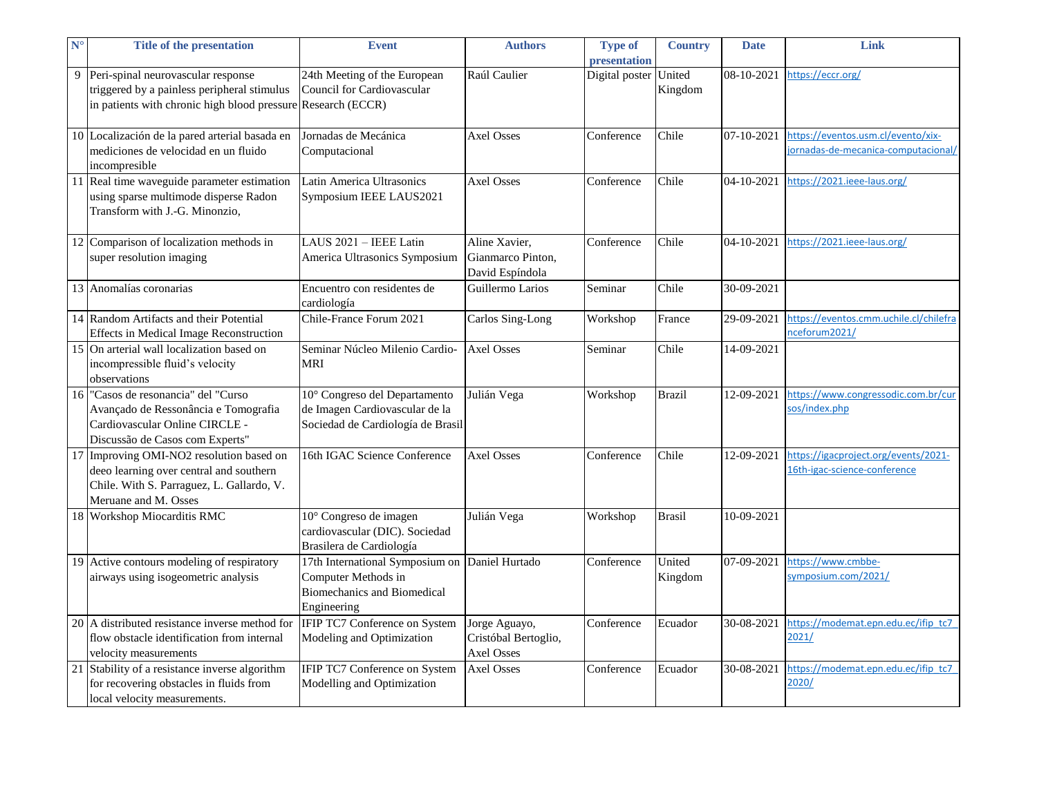| N° | Title of the presentation | Event | Authors | Type of presentation | Country | Date | Link |
|---|---|---|---|---|---|---|---|
| 9 | Peri-spinal neurovascular response triggered by a painless peripheral stimulus in patients with chronic high blood pressure | 24th Meeting of the European Council for Cardiovascular Research (ECCR) | Raúl Caulier | Digital poster | United Kingdom | 08-10-2021 | https://eccr.org/ |
| 10 | Localización de la pared arterial basada en mediciones de velocidad en un fluido incompresible | Jornadas de Mecánica Computacional | Axel Osses | Conference | Chile | 07-10-2021 | https://eventos.usm.cl/evento/xix-jornadas-de-mecanica-computacional/ |
| 11 | Real time waveguide parameter estimation using sparse multimode disperse Radon Transform with J.-G. Minonzio, | Latin America Ultrasonics Symposium IEEE LAUS2021 | Axel Osses | Conference | Chile | 04-10-2021 | https://2021.ieee-laus.org/ |
| 12 | Comparison of localization methods in super resolution imaging | LAUS 2021 – IEEE Latin America Ultrasonics Symposium | Aline Xavier, Gianmarco Pinton, David Espíndola | Conference | Chile | 04-10-2021 | https://2021.ieee-laus.org/ |
| 13 | Anomalías coronarias | Encuentro con residentes de cardiología | Guillermo Larios | Seminar | Chile | 30-09-2021 | |
| 14 | Random Artifacts and their Potential Effects in Medical Image Reconstruction | Chile-France Forum 2021 | Carlos Sing-Long | Workshop | France | 29-09-2021 | https://eventos.cmm.uchile.cl/chilefranceforum2021/ |
| 15 | On arterial wall localization based on incompressible fluid's velocity observations | Seminar Núcleo Milenio Cardio-MRI | Axel Osses | Seminar | Chile | 14-09-2021 | |
| 16 | "Casos de resonancia" del "Curso Avançado de Ressonância e Tomografia Cardiovascular Online CIRCLE - Discussão de Casos com Experts" | 10° Congreso del Departamento de Imagen Cardiovascular de la Sociedad de Cardiología de Brasil | Julián Vega | Workshop | Brazil | 12-09-2021 | https://www.congressodic.com.br/cursos/index.php |
| 17 | Improving OMI-NO2 resolution based on deeo learning over central and southern Chile. With S. Parraguez, L. Gallardo, V. Meruane and M. Osses | 16th IGAC Science Conference | Axel Osses | Conference | Chile | 12-09-2021 | https://igacproject.org/events/2021-16th-igac-science-conference |
| 18 | Workshop Miocarditis RMC | 10° Congreso de imagen cardiovascular (DIC). Sociedad Brasilera de Cardiología | Julián Vega | Workshop | Brasil | 10-09-2021 | |
| 19 | Active contours modeling of respiratory airways using isogeometric analysis | 17th International Symposium on Computer Methods in Biomechanics and Biomedical Engineering | Daniel Hurtado | Conference | United Kingdom | 07-09-2021 | https://www.cmbbe-symposium.com/2021/ |
| 20 | A distributed resistance inverse method for flow obstacle identification from internal velocity measurements | IFIP TC7 Conference on System Modeling and Optimization | Jorge Aguayo, Cristóbal Bertoglio, Axel Osses | Conference | Ecuador | 30-08-2021 | https://modemat.epn.edu.ec/ifip_tc7_2021/ |
| 21 | Stability of a resistance inverse algorithm for recovering obstacles in fluids from local velocity measurements. | IFIP TC7 Conference on System Modelling and Optimization | Axel Osses | Conference | Ecuador | 30-08-2021 | https://modemat.epn.edu.ec/ifip_tc7_2020/ |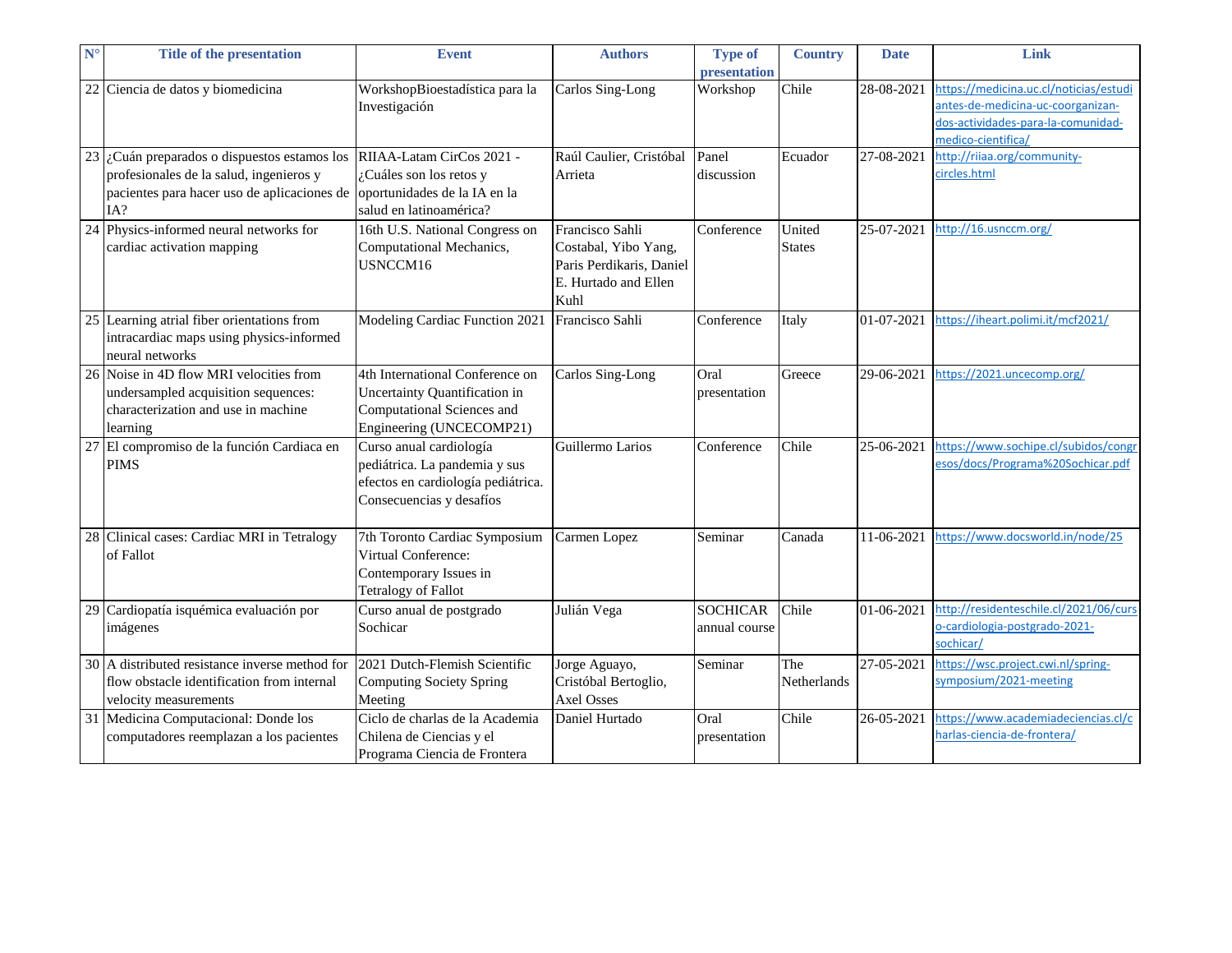| N° | Title of the presentation | Event | Authors | Type of presentation | Country | Date | Link |
|---|---|---|---|---|---|---|---|
| 22 | Ciencia de datos y biomedicina | WorkshopBioestadística para la Investigación | Carlos Sing-Long | Workshop | Chile | 28-08-2021 | https://medicina.uc.cl/noticias/estudiantes-de-medicina-uc-coorganizan-dos-actividades-para-la-comunidad-medico-cientifica/ |
| 23 | ¿Cuán preparados o dispuestos estamos los profesionales de la salud, ingenieros y pacientes para hacer uso de aplicaciones de IA? | RIIAA-Latam CirCos 2021 - ¿Cuáles son los retos y oportunidades de la IA en la salud en latinoamérica? | Raúl Caulier, Cristóbal Arrieta | Panel discussion | Ecuador | 27-08-2021 | http://riiaa.org/community-circles.html |
| 24 | Physics-informed neural networks for cardiac activation mapping | 16th U.S. National Congress on Computational Mechanics, USNCCM16 | Francisco Sahli Costabal, Yibo Yang, Paris Perdikaris, Daniel E. Hurtado and Ellen Kuhl | Conference | United States | 25-07-2021 | http://16.usnccm.org/ |
| 25 | Learning atrial fiber orientations from intracardiac maps using physics-informed neural networks | Modeling Cardiac Function 2021 | Francisco Sahli | Conference | Italy | 01-07-2021 | https://iheart.polimi.it/mcf2021/ |
| 26 | Noise in 4D flow MRI velocities from undersampled acquisition sequences: characterization and use in machine learning | 4th International Conference on Uncertainty Quantification in Computational Sciences and Engineering (UNCECOMP21) | Carlos Sing-Long | Oral presentation | Greece | 29-06-2021 | https://2021.uncecomp.org/ |
| 27 | El compromiso de la función Cardiaca en PIMS | Curso anual cardiología pediátrica. La pandemia y sus efectos en cardiología pediátrica. Consecuencias y desafíos | Guillermo Larios | Conference | Chile | 25-06-2021 | https://www.sochipe.cl/subidos/congresos/docs/Programa%20Sochicar.pdf |
| 28 | Clinical cases: Cardiac MRI in Tetralogy of Fallot | 7th Toronto Cardiac Symposium Virtual Conference: Contemporary Issues in Tetralogy of Fallot | Carmen Lopez | Seminar | Canada | 11-06-2021 | https://www.docsworld.in/node/25 |
| 29 | Cardiopatía isquémica evaluación por imágenes | Curso anual de postgrado Sochicar | Julián Vega | SOCHICAR annual course | Chile | 01-06-2021 | http://residenteschile.cl/2021/06/curso-cardiologia-postgrado-2021-sochicar/ |
| 30 | A distributed resistance inverse method for flow obstacle identification from internal velocity measurements | 2021 Dutch-Flemish Scientific Computing Society Spring Meeting | Jorge Aguayo, Cristóbal Bertoglio, Axel Osses | Seminar | The Netherlands | 27-05-2021 | https://wsc.project.cwi.nl/spring-symposium/2021-meeting |
| 31 | Medicina Computacional: Donde los computadores reemplazan a los pacientes | Ciclo de charlas de la Academia Chilena de Ciencias y el Programa Ciencia de Frontera | Daniel Hurtado | Oral presentation | Chile | 26-05-2021 | https://www.academiadeciencias.cl/charlas-ciencia-de-frontera/ |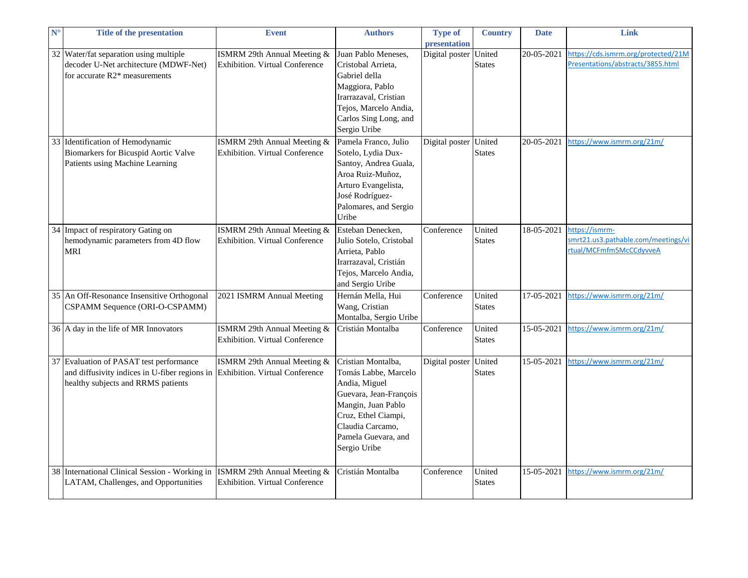| N° | Title of the presentation | Event | Authors | Type of presentation | Country | Date | Link |
|---|---|---|---|---|---|---|---|
| 32 | Water/fat separation using multiple decoder U-Net architecture (MDWF-Net) for accurate R2* measurements | ISMRM 29th Annual Meeting & Exhibition. Virtual Conference | Juan Pablo Meneses, Cristobal Arrieta, Gabriel della Maggiora, Pablo Irarrazaval, Cristian Tejos, Marcelo Andia, Carlos Sing Long, and Sergio Uribe | Digital poster | United States | 20-05-2021 | https://cds.ismrm.org/protected/21MPresentations/abstracts/3855.html |
| 33 | Identification of Hemodynamic Biomarkers for Bicuspid Aortic Valve Patients using Machine Learning | ISMRM 29th Annual Meeting & Exhibition. Virtual Conference | Pamela Franco, Julio Sotelo, Lydia Dux-Santoy, Andrea Guala, Aroa Ruiz-Muñoz, Arturo Evangelista, José Rodríguez-Palomares, and Sergio Uribe | Digital poster | United States | 20-05-2021 | https://www.ismrm.org/21m/ |
| 34 | Impact of respiratory Gating on hemodynamic parameters from 4D flow MRI | ISMRM 29th Annual Meeting & Exhibition. Virtual Conference | Esteban Denecken, Julio Sotelo, Cristobal Arrieta, Pablo Irarrazaval, Cristián Tejos, Marcelo Andia, and Sergio Uribe | Conference | United States | 18-05-2021 | https://ismrm-smrt21.us3.pathable.com/meetings/virtual/MCFmfm5McCCdyvveA |
| 35 | An Off-Resonance Insensitive Orthogonal CSPAMM Sequence (ORI-O-CSPAMM) | 2021 ISMRM Annual Meeting | Hernán Mella, Hui Wang, Cristian Montalba, Sergio Uribe | Conference | United States | 17-05-2021 | https://www.ismrm.org/21m/ |
| 36 | A day in the life of MR Innovators | ISMRM 29th Annual Meeting & Exhibition. Virtual Conference | Cristián Montalba | Conference | United States | 15-05-2021 | https://www.ismrm.org/21m/ |
| 37 | Evaluation of PASAT test performance and diffusivity indices in U-fiber regions in healthy subjects and RRMS patients | ISMRM 29th Annual Meeting & Exhibition. Virtual Conference | Cristian Montalba, Tomás Labbe, Marcelo Andia, Miguel Guevara, Jean-François Mangin, Juan Pablo Cruz, Ethel Ciampi, Claudia Carcamo, Pamela Guevara, and Sergio Uribe | Digital poster | United States | 15-05-2021 | https://www.ismrm.org/21m/ |
| 38 | International Clinical Session - Working in LATAM, Challenges, and Opportunities | ISMRM 29th Annual Meeting & Exhibition. Virtual Conference | Cristián Montalba | Conference | United States | 15-05-2021 | https://www.ismrm.org/21m/ |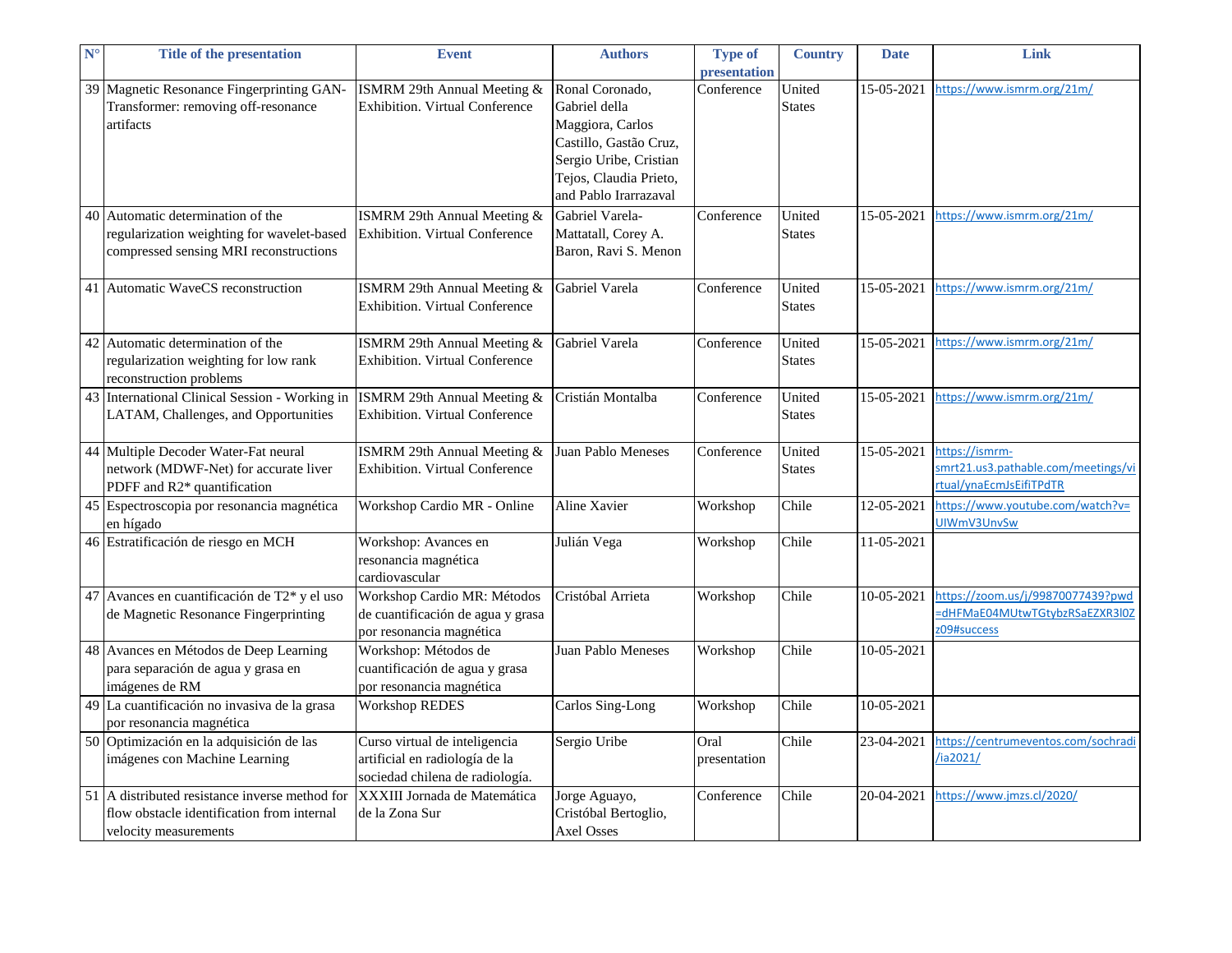| N° | Title of the presentation | Event | Authors | Type of presentation | Country | Date | Link |
|---|---|---|---|---|---|---|---|
| 39 | Magnetic Resonance Fingerprinting GAN-Transformer: removing off-resonance artifacts | ISMRM 29th Annual Meeting & Exhibition. Virtual Conference | Ronal Coronado, Gabriel della Maggiora, Carlos Castillo, Gastão Cruz, Sergio Uribe, Cristian Tejos, Claudia Prieto, and Pablo Irarrazaval | Conference | United States | 15-05-2021 | https://www.ismrm.org/21m/ |
| 40 | Automatic determination of the regularization weighting for wavelet-based compressed sensing MRI reconstructions | ISMRM 29th Annual Meeting & Exhibition. Virtual Conference | Gabriel Varela-Mattatall, Corey A. Baron, Ravi S. Menon | Conference | United States | 15-05-2021 | https://www.ismrm.org/21m/ |
| 41 | Automatic WaveCS reconstruction | ISMRM 29th Annual Meeting & Exhibition. Virtual Conference | Gabriel Varela | Conference | United States | 15-05-2021 | https://www.ismrm.org/21m/ |
| 42 | Automatic determination of the regularization weighting for low rank reconstruction problems | ISMRM 29th Annual Meeting & Exhibition. Virtual Conference | Gabriel Varela | Conference | United States | 15-05-2021 | https://www.ismrm.org/21m/ |
| 43 | International Clinical Session - Working in LATAM, Challenges, and Opportunities | ISMRM 29th Annual Meeting & Exhibition. Virtual Conference | Cristián Montalba | Conference | United States | 15-05-2021 | https://www.ismrm.org/21m/ |
| 44 | Multiple Decoder Water-Fat neural network (MDWF-Net) for accurate liver PDFF and R2* quantification | ISMRM 29th Annual Meeting & Exhibition. Virtual Conference | Juan Pablo Meneses | Conference | United States | 15-05-2021 | https://ismrm-smrt21.us3.pathable.com/meetings/virtual/ynaEcmJsEifiTPdTR |
| 45 | Espectroscopia por resonancia magnética en hígado | Workshop Cardio MR - Online | Aline Xavier | Workshop | Chile | 12-05-2021 | https://www.youtube.com/watch?v=UIWmV3UnvSw |
| 46 | Estratificación de riesgo en MCH | Workshop: Avances en resonancia magnética cardiovascular | Julián Vega | Workshop | Chile | 11-05-2021 | |
| 47 | Avances en cuantificación de T2* y el uso de Magnetic Resonance Fingerprinting | Workshop Cardio MR: Métodos de cuantificación de agua y grasa por resonancia magnética | Cristóbal Arrieta | Workshop | Chile | 10-05-2021 | https://zoom.us/j/99870077439?pwd=dHFMaE04MUtwTGtybzRSaEZXR3l0Zz09#success |
| 48 | Avances en Métodos de Deep Learning para separación de agua y grasa en imágenes de RM | Workshop: Métodos de cuantificación de agua y grasa por resonancia magnética | Juan Pablo Meneses | Workshop | Chile | 10-05-2021 | |
| 49 | La cuantificación no invasiva de la grasa por resonancia magnética | Workshop REDES | Carlos Sing-Long | Workshop | Chile | 10-05-2021 | |
| 50 | Optimización en la adquisición de las imágenes con Machine Learning | Curso virtual de inteligencia artificial en radiología de la sociedad chilena de radiología. | Sergio Uribe | Oral presentation | Chile | 23-04-2021 | https://centrumeventos.com/sochradi/ia2021/ |
| 51 | A distributed resistance inverse method for flow obstacle identification from internal velocity measurements | XXXIII Jornada de Matemática de la Zona Sur | Jorge Aguayo, Cristóbal Bertoglio, Axel Osses | Conference | Chile | 20-04-2021 | https://www.jmzs.cl/2020/ |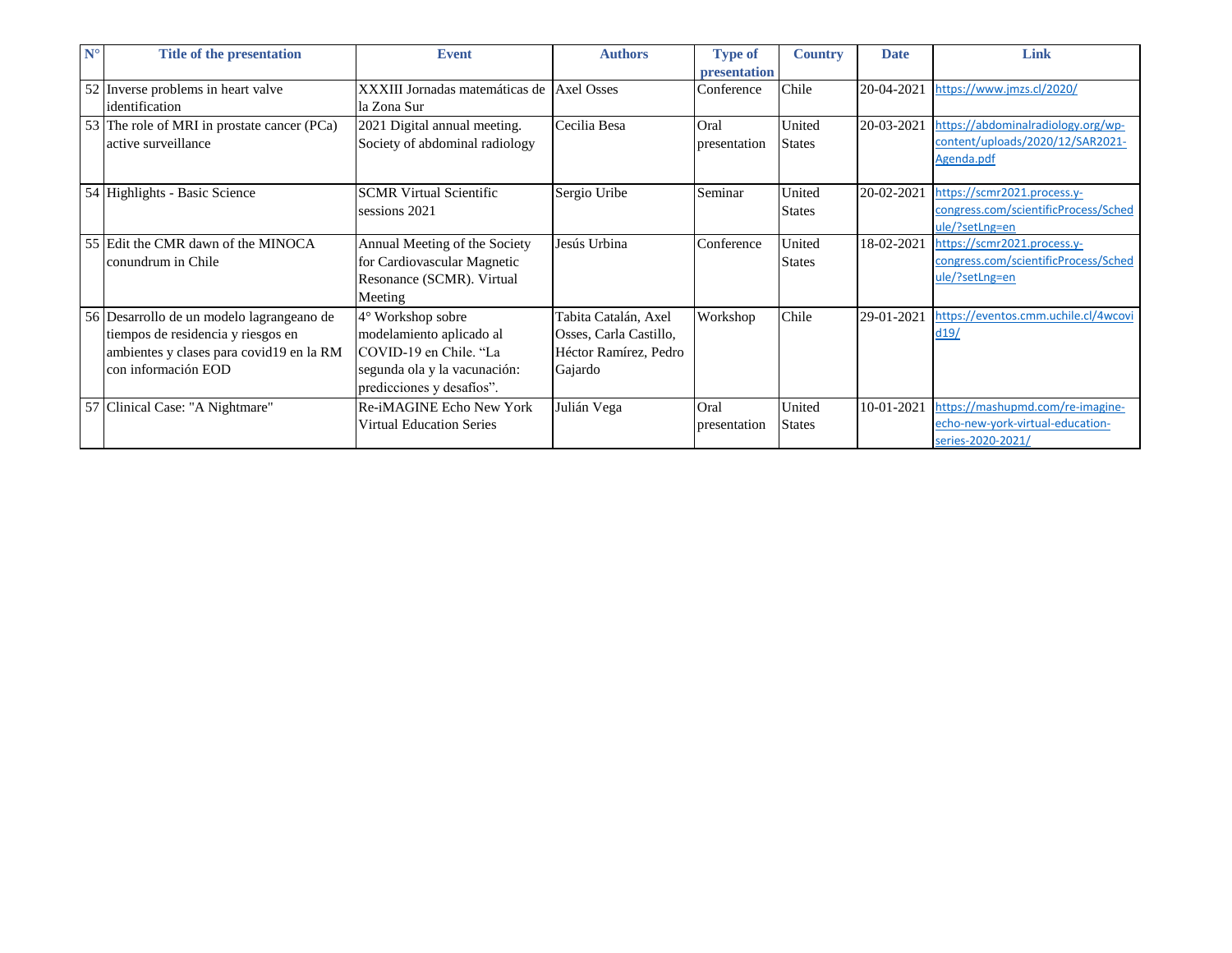| N° | Title of the presentation | Event | Authors | Type of presentation | Country | Date | Link |
|---|---|---|---|---|---|---|---|
| 52 | Inverse problems in heart valve identification | XXXIII Jornadas matemáticas de la Zona Sur | Axel Osses | Conference | Chile | 20-04-2021 | https://www.jmzs.cl/2020/ |
| 53 | The role of MRI in prostate cancer (PCa) active surveillance | 2021 Digital annual meeting. Society of abdominal radiology | Cecilia Besa | Oral presentation | United States | 20-03-2021 | https://abdominalradiology.org/wp-content/uploads/2020/12/SAR2021-Agenda.pdf |
| 54 | Highlights - Basic Science | SCMR Virtual Scientific sessions 2021 | Sergio Uribe | Seminar | United States | 20-02-2021 | https://scmr2021.process.y-congress.com/scientificProcess/Schedule/?setLng=en |
| 55 | Edit the CMR dawn of the MINOCA conundrum in Chile | Annual Meeting of the Society for Cardiovascular Magnetic Resonance (SCMR). Virtual Meeting | Jesús Urbina | Conference | United States | 18-02-2021 | https://scmr2021.process.y-congress.com/scientificProcess/Schedule/?setLng=en |
| 56 | Desarrollo de un modelo lagrangeano de tiempos de residencia y riesgos en ambientes y clases para covid19 en la RM con información EOD | 4° Workshop sobre modelamiento aplicado al COVID-19 en Chile. "La segunda ola y la vacunación: predicciones y desafíos". | Tabita Catalán, Axel Osses, Carla Castillo, Héctor Ramírez, Pedro Gajardo | Workshop | Chile | 29-01-2021 | https://eventos.cmm.uchile.cl/4wcovid19/ |
| 57 | Clinical Case: "A Nightmare" | Re-iMAGINE Echo New York Virtual Education Series | Julián Vega | Oral presentation | United States | 10-01-2021 | https://mashupmd.com/re-imagine-echo-new-york-virtual-education-series-2020-2021/ |